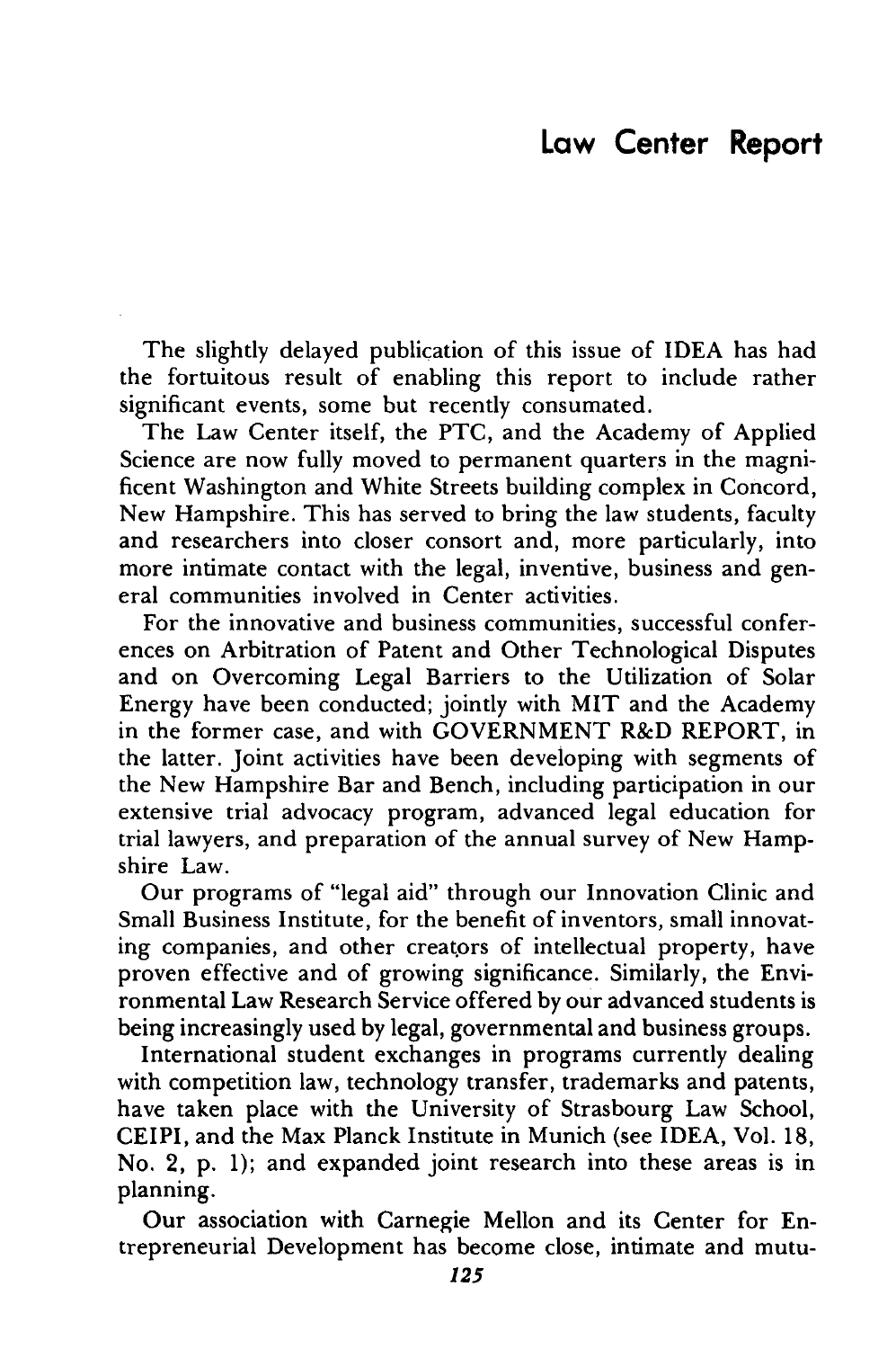# Law Center Report

The slightly delayed publication of this issue of IDEA has had the fortuitous result of enabling this report to include rather significant events, some but recently consumated.

The Law Center itself, the PTC, and the Academy of Applied Science are now fully moved to permanent quarters in the magnificent Washington and White Streets building complex in Concord, New Hampshire. This has served to bring the law students, faculty and researchers into closer consort and, more particularly, into more intimate contact with the legal, inventive, business and general communities involved in Center activities.

For the innovative and business communities, successful conferences on Arbitration of Patent and Other Technological Disputes and on Overcoming Legal Barriers to the Utilization of Solar Energy have been conducted; jointly with MIT and the Academy in the former case, and with GOVERNMENT R&D REPORT, in the latter. Joint activities have been developing with segments of the New Hampshire Bar and Bench, including participation in our extensive trial advocacy program, advanced legal education for trial lawyers, and preparation of the annual survey of New Hampshire Law.

Our programs of "legal aid" through our Innovation Clinic and Small Business Institute, for the benefit of inventors, small innovating companies, and other creators of intellectual property, have proven effective and of growing significance. Similarly, the Environmental Law Research Service offered by our advanced students is being increasingly used by legal, governmental and business groups.

International student exchanges in programs currently dealing with competition law, technology transfer, trademarks and patents, have taken place with the University of Strasbourg Law School, CEIPI, and the Max Planck Institute in Munich (see IDEA, Vol. 18, No. 2, p. 1); and expanded joint research into these areas is in planning.

Our association with Carnegie Mellon and its Center for Entrepreneurial Development has become close, intimate and mutu-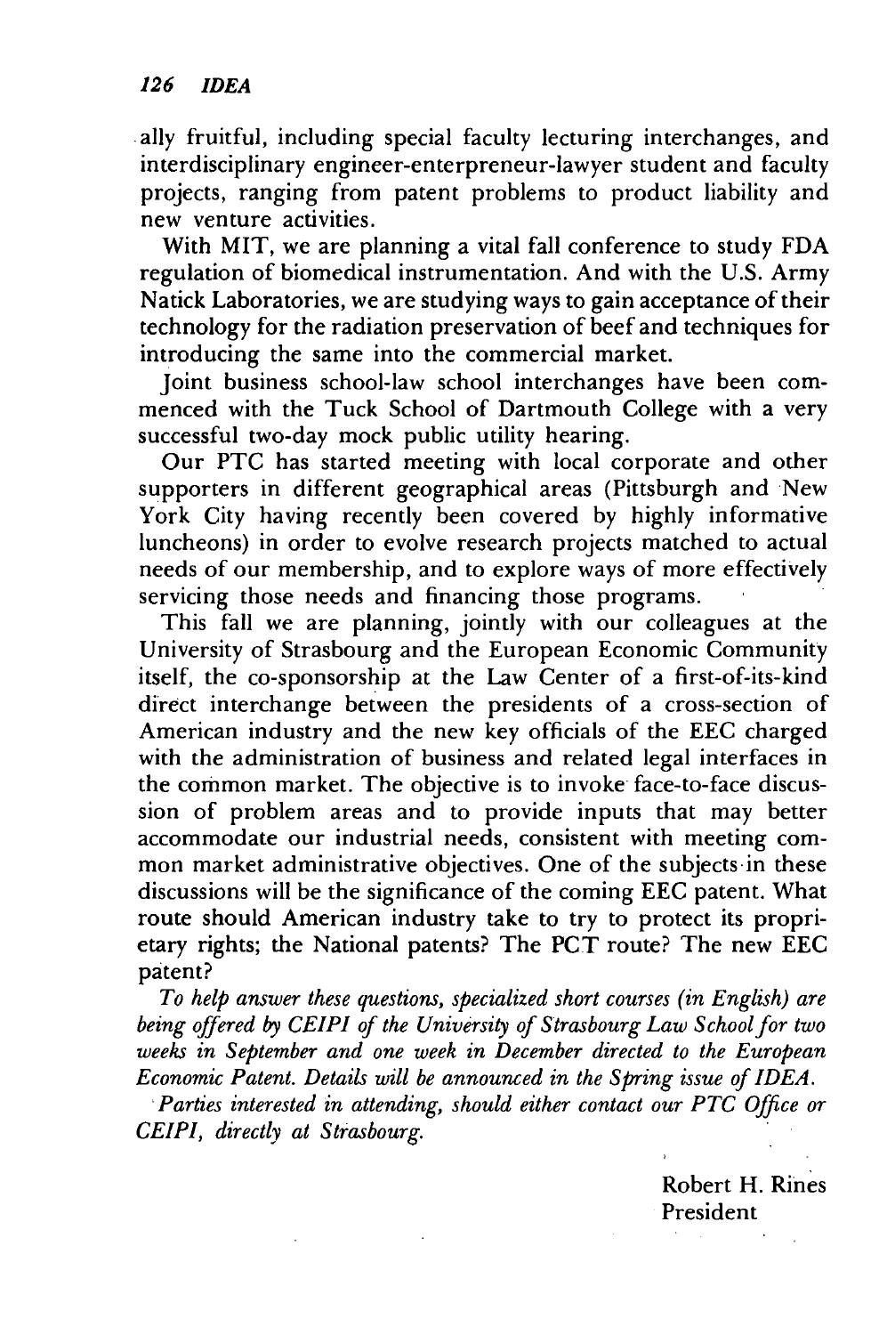ally fruitful, including special faculty lecturing interchanges, and interdisciplinary engineer-enterpreneur-lawyer student and faculty projects, ranging from patent problems to product liability and new venture activities.

With MIT, we are planning a vital fall conference to study FDA regulation of biomedical instrumentation. And with the U.S. Army Natick Laboratories, we are studying ways to gain acceptance of their technology for the radiation preservation of beef and techniques for introducing the same into the commercial market.

Joint business school-law school interchanges have been commenced with the Tuck School of Dartmouth College with a very successful two-day mock public utility hearing.

Our PTC has started meeting with local corporate and other supporters in different geographical areas (Pittsburgh and New York City having recently been covered by highly informative luncheons) in order to evolve research projects matched to actual needs of our membership, and to explore ways of more effectively servicing those needs and financing those programs.

This fall we are planning, jointly with our colleagues at the University of Strasbourg and the European Economic Community itself, the co-sponsorship at the Law Center of a first-of-its-kind direct interchange between the presidents of a cross-section of American industry and the new key officials of the EEC charged with the administration of business and related legal interfaces in the common market. The objective is to invoke face-to-face discussion of problem areas and to provide inputs that may better accommodate our industrial needs, consistent with meeting common market administrative objectives. One of the subjects in these discussions will be the significance of the coming EEC patent. What route should American industry take to try to protect its proprietary rights; the National patents? The PCT route? The new EEC patent?

*To help answer these questions, specialized short courses (in English) are being offered by CEIPI of the University of Strasbourg Law School for two weeks in September and one week in December directed to the European Economic Patent. Details will be announced in the Spring issue of IDEA.*

*Parties interested in attending, should either contact our PTC Office or CEIPI, directly at Strasbourg.*

Robert H. Rines
President